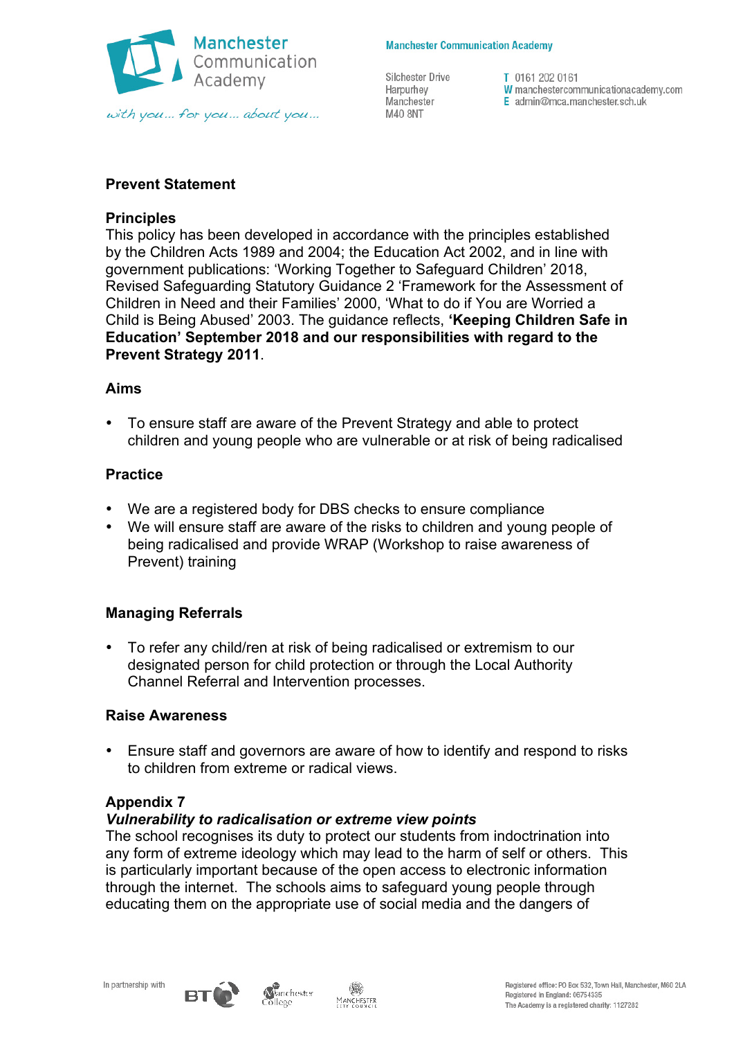Manchester Communication Academy

*with you... for you... about you...*

**Manchester Communication Academy**

Silchester Drive
Harpurhey
Manchester
M40 8NT

T 0161 202 0161
W manchestercommunicationacademy.com
E admin@mca.manchester.sch.uk

## Prevent Statement

### Principles

This policy has been developed in accordance with the principles established by the Children Acts 1989 and 2004; the Education Act 2002, and in line with government publications: 'Working Together to Safeguard Children' 2018, Revised Safeguarding Statutory Guidance 2 'Framework for the Assessment of Children in Need and their Families' 2000, 'What to do if You are Worried a Child is Being Abused' 2003. The guidance reflects, **'Keeping Children Safe in Education' September 2018 and our responsibilities with regard to the Prevent Strategy 2011**.

### Aims

- To ensure staff are aware of the Prevent Strategy and able to protect children and young people who are vulnerable or at risk of being radicalised

### Practice

- We are a registered body for DBS checks to ensure compliance
- We will ensure staff are aware of the risks to children and young people of being radicalised and provide WRAP (Workshop to raise awareness of Prevent) training

### Managing Referrals

- To refer any child/ren at risk of being radicalised or extremism to our designated person for child protection or through the Local Authority Channel Referral and Intervention processes.

### Raise Awareness

- Ensure staff and governors are aware of how to identify and respond to risks to children from extreme or radical views.

### Appendix 7

***Vulnerability to radicalisation or extreme view points***

The school recognises its duty to protect our students from indoctrination into any form of extreme ideology which may lead to the harm of self or others. This is particularly important because of the open access to electronic information through the internet. The schools aims to safeguard young people through educating them on the appropriate use of social media and the dangers of

In partnership with BT, Manchester College, Manchester City Council

Registered office: PO Box 532, Town Hall, Manchester, M60 2LA
Registered in England: 06754335
The Academy is a registered charity: 1127282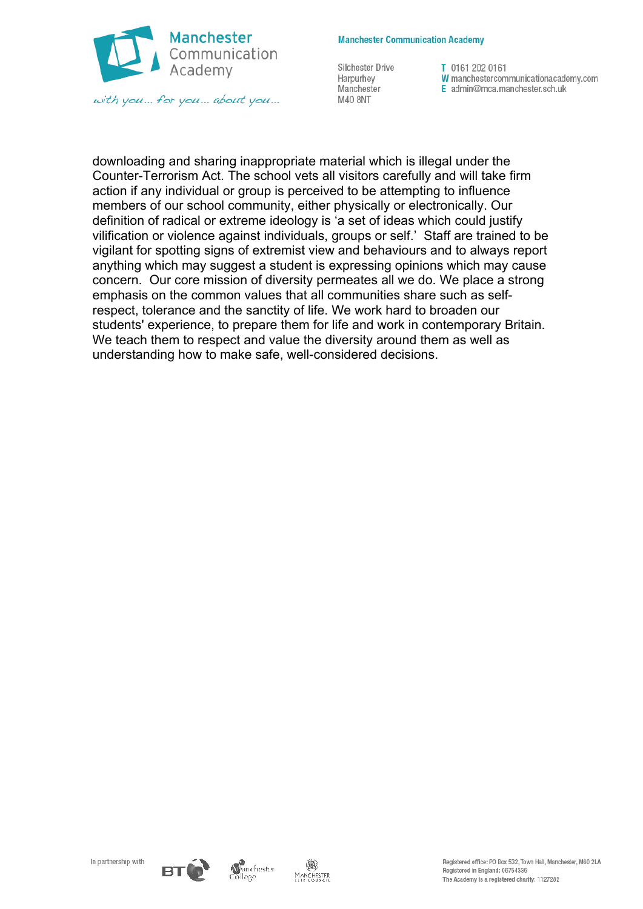downloading and sharing inappropriate material which is illegal under the Counter-Terrorism Act. The school vets all visitors carefully and will take firm action if any individual or group is perceived to be attempting to influence members of our school community, either physically or electronically. Our definition of radical or extreme ideology is ‘a set of ideas which could justify vilification or violence against individuals, groups or self.’ Staff are trained to be vigilant for spotting signs of extremist view and behaviours and to always report anything which may suggest a student is expressing opinions which may cause concern. Our core mission of diversity permeates all we do. We place a strong emphasis on the common values that all communities share such as self-respect, tolerance and the sanctity of life. We work hard to broaden our students' experience, to prepare them for life and work in contemporary Britain. We teach them to respect and value the diversity around them as well as understanding how to make safe, well-considered decisions.